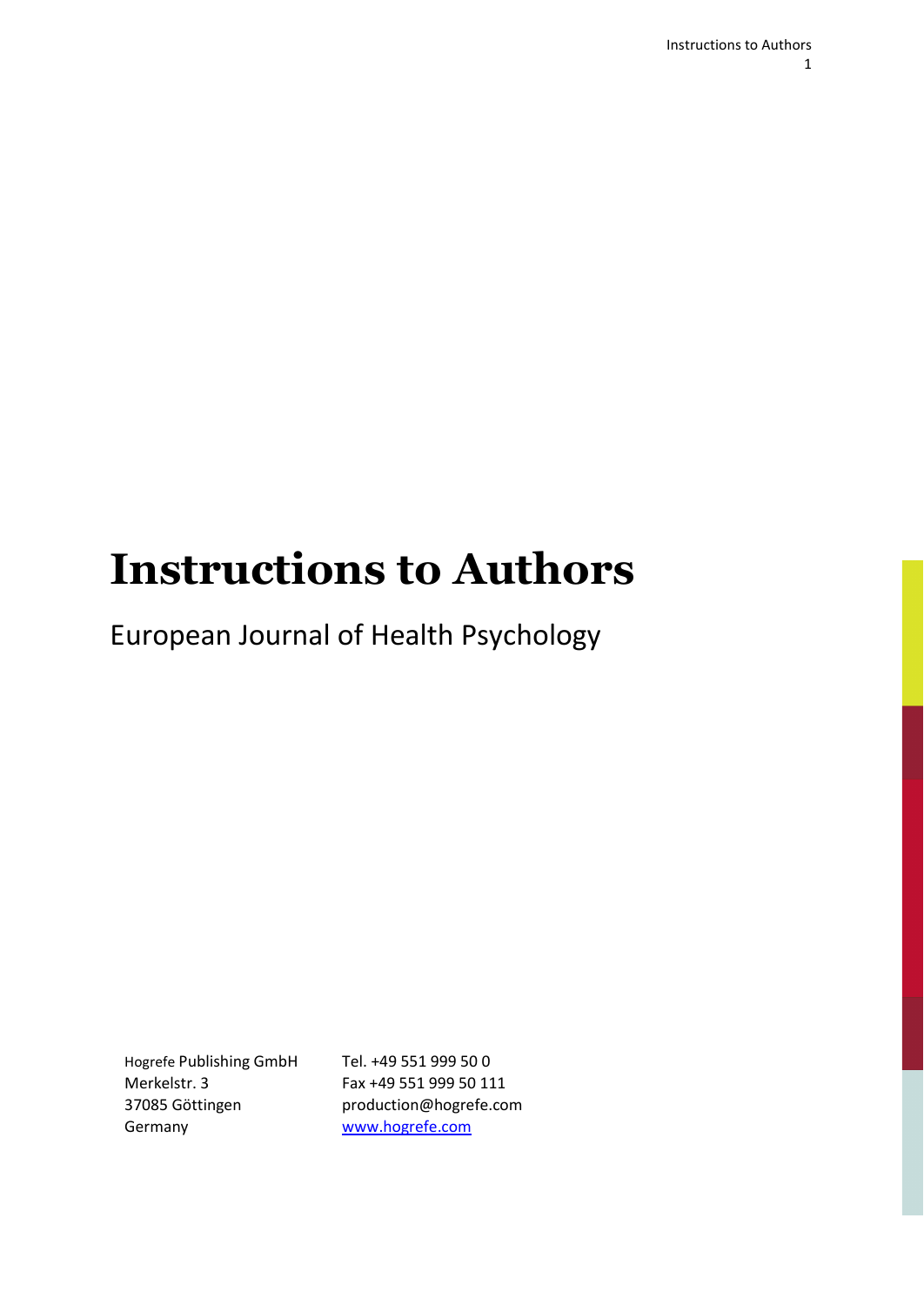# Instructions to Authors

European Journal of Health Psychology

Hogrefe Publishing GmbH
Merkelstr. 3
37085 Göttingen
Germany

Tel. +49 551 999 50 0
Fax +49 551 999 50 111
production@hogrefe.com
www.hogrefe.com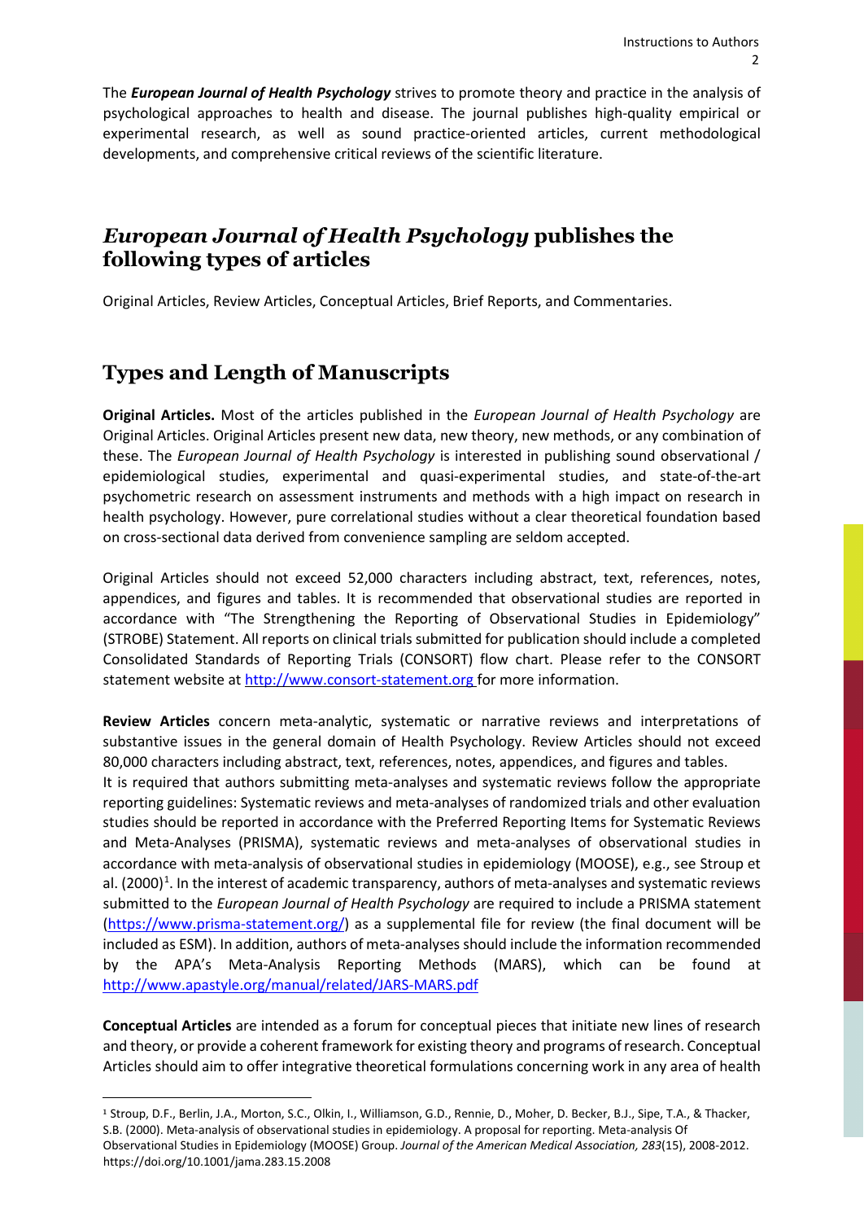The ***European Journal of Health Psychology*** strives to promote theory and practice in the analysis of psychological approaches to health and disease. The journal publishes high-quality empirical or experimental research, as well as sound practice-oriented articles, current methodological developments, and comprehensive critical reviews of the scientific literature.

## *European Journal of Health Psychology* publishes the following types of articles

Original Articles, Review Articles, Conceptual Articles, Brief Reports, and Commentaries.

## Types and Length of Manuscripts

**Original Articles.** Most of the articles published in the *European Journal of Health Psychology* are Original Articles. Original Articles present new data, new theory, new methods, or any combination of these. The *European Journal of Health Psychology* is interested in publishing sound observational / epidemiological studies, experimental and quasi-experimental studies, and state-of-the-art psychometric research on assessment instruments and methods with a high impact on research in health psychology. However, pure correlational studies without a clear theoretical foundation based on cross-sectional data derived from convenience sampling are seldom accepted.

Original Articles should not exceed 52,000 characters including abstract, text, references, notes, appendices, and figures and tables. It is recommended that observational studies are reported in accordance with "The Strengthening the Reporting of Observational Studies in Epidemiology" (STROBE) Statement. All reports on clinical trials submitted for publication should include a completed Consolidated Standards of Reporting Trials (CONSORT) flow chart. Please refer to the CONSORT statement website at http://www.consort-statement.org for more information.

**Review Articles** concern meta-analytic, systematic or narrative reviews and interpretations of substantive issues in the general domain of Health Psychology. Review Articles should not exceed 80,000 characters including abstract, text, references, notes, appendices, and figures and tables.
It is required that authors submitting meta-analyses and systematic reviews follow the appropriate reporting guidelines: Systematic reviews and meta-analyses of randomized trials and other evaluation studies should be reported in accordance with the Preferred Reporting Items for Systematic Reviews and Meta-Analyses (PRISMA), systematic reviews and meta-analyses of observational studies in accordance with meta-analysis of observational studies in epidemiology (MOOSE), e.g., see Stroup et al. (2000)[1]. In the interest of academic transparency, authors of meta-analyses and systematic reviews submitted to the *European Journal of Health Psychology* are required to include a PRISMA statement (https://www.prisma-statement.org/) as a supplemental file for review (the final document will be included as ESM). In addition, authors of meta-analyses should include the information recommended by the APA's Meta-Analysis Reporting Methods (MARS), which can be found at http://www.apastyle.org/manual/related/JARS-MARS.pdf

**Conceptual Articles** are intended as a forum for conceptual pieces that initiate new lines of research and theory, or provide a coherent framework for existing theory and programs of research. Conceptual Articles should aim to offer integrative theoretical formulations concerning work in any area of health

---

[1] Stroup, D.F., Berlin, J.A., Morton, S.C., Olkin, I., Williamson, G.D., Rennie, D., Moher, D. Becker, B.J., Sipe, T.A., & Thacker, S.B. (2000). Meta-analysis of observational studies in epidemiology. A proposal for reporting. Meta-analysis Of Observational Studies in Epidemiology (MOOSE) Group. *Journal of the American Medical Association, 283*(15), 2008-2012. https://doi.org/10.1001/jama.283.15.2008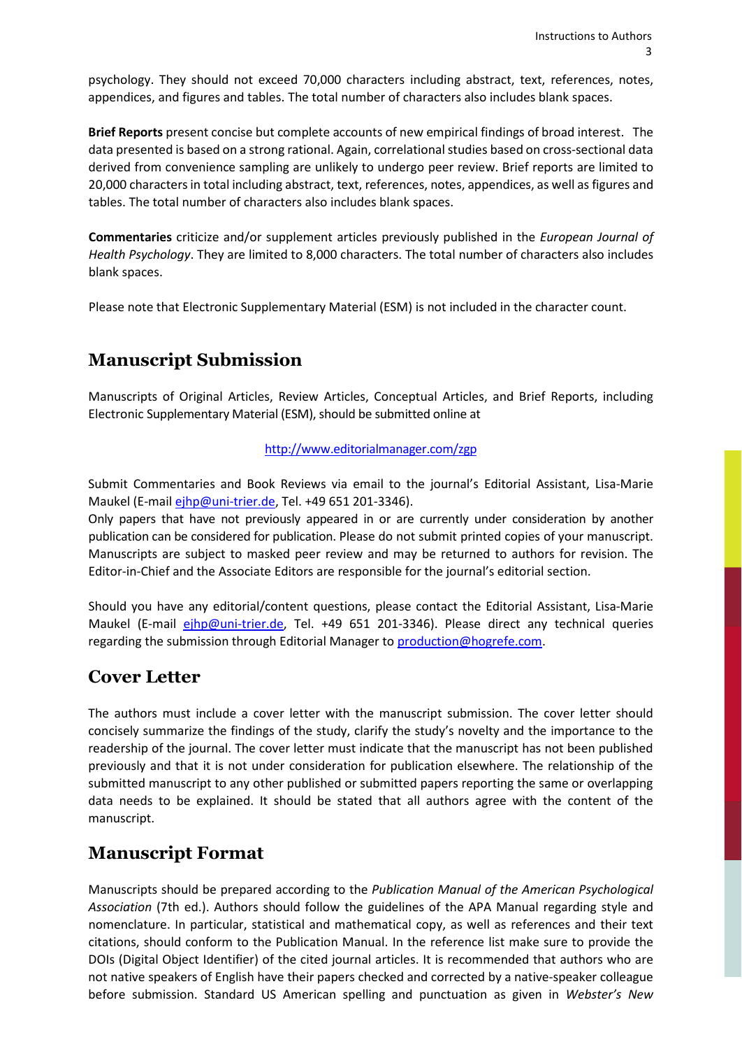psychology. They should not exceed 70,000 characters including abstract, text, references, notes, appendices, and figures and tables. The total number of characters also includes blank spaces.

**Brief Reports** present concise but complete accounts of new empirical findings of broad interest. The data presented is based on a strong rational. Again, correlational studies based on cross-sectional data derived from convenience sampling are unlikely to undergo peer review. Brief reports are limited to 20,000 characters in total including abstract, text, references, notes, appendices, as well as figures and tables. The total number of characters also includes blank spaces.

**Commentaries** criticize and/or supplement articles previously published in the *European Journal of Health Psychology*. They are limited to 8,000 characters. The total number of characters also includes blank spaces.

Please note that Electronic Supplementary Material (ESM) is not included in the character count.

## Manuscript Submission

Manuscripts of Original Articles, Review Articles, Conceptual Articles, and Brief Reports, including Electronic Supplementary Material (ESM), should be submitted online at

http://www.editorialmanager.com/zgp

Submit Commentaries and Book Reviews via email to the journal's Editorial Assistant, Lisa-Marie Maukel (E-mail ejhp@uni-trier.de, Tel. +49 651 201-3346).
Only papers that have not previously appeared in or are currently under consideration by another publication can be considered for publication. Please do not submit printed copies of your manuscript. Manuscripts are subject to masked peer review and may be returned to authors for revision. The Editor-in-Chief and the Associate Editors are responsible for the journal's editorial section.

Should you have any editorial/content questions, please contact the Editorial Assistant, Lisa-Marie Maukel (E-mail ejhp@uni-trier.de, Tel. +49 651 201-3346). Please direct any technical queries regarding the submission through Editorial Manager to production@hogrefe.com.

## Cover Letter

The authors must include a cover letter with the manuscript submission. The cover letter should concisely summarize the findings of the study, clarify the study's novelty and the importance to the readership of the journal. The cover letter must indicate that the manuscript has not been published previously and that it is not under consideration for publication elsewhere. The relationship of the submitted manuscript to any other published or submitted papers reporting the same or overlapping data needs to be explained. It should be stated that all authors agree with the content of the manuscript.

## Manuscript Format

Manuscripts should be prepared according to the *Publication Manual of the American Psychological Association* (7th ed.). Authors should follow the guidelines of the APA Manual regarding style and nomenclature. In particular, statistical and mathematical copy, as well as references and their text citations, should conform to the Publication Manual. In the reference list make sure to provide the DOIs (Digital Object Identifier) of the cited journal articles. It is recommended that authors who are not native speakers of English have their papers checked and corrected by a native-speaker colleague before submission. Standard US American spelling and punctuation as given in *Webster's New*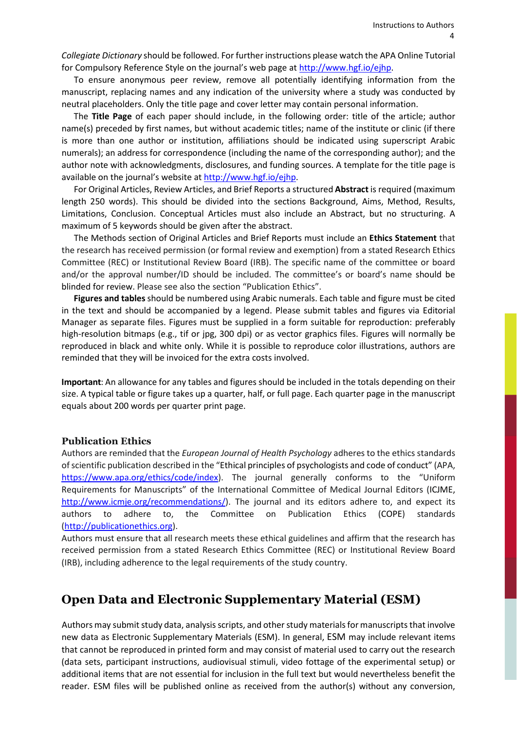*Collegiate Dictionary* should be followed. For further instructions please watch the APA Online Tutorial for Compulsory Reference Style on the journal's web page at http://www.hgf.io/ejhp.

To ensure anonymous peer review, remove all potentially identifying information from the manuscript, replacing names and any indication of the university where a study was conducted by neutral placeholders. Only the title page and cover letter may contain personal information.

The **Title Page** of each paper should include, in the following order: title of the article; author name(s) preceded by first names, but without academic titles; name of the institute or clinic (if there is more than one author or institution, affiliations should be indicated using superscript Arabic numerals); an address for correspondence (including the name of the corresponding author); and the author note with acknowledgments, disclosures, and funding sources. A template for the title page is available on the journal's website at http://www.hgf.io/ejhp.

For Original Articles, Review Articles, and Brief Reports a structured **Abstract** is required (maximum length 250 words). This should be divided into the sections Background, Aims, Method, Results, Limitations, Conclusion. Conceptual Articles must also include an Abstract, but no structuring. A maximum of 5 keywords should be given after the abstract.

The Methods section of Original Articles and Brief Reports must include an **Ethics Statement** that the research has received permission (or formal review and exemption) from a stated Research Ethics Committee (REC) or Institutional Review Board (IRB). The specific name of the committee or board and/or the approval number/ID should be included. The committee's or board's name should be blinded for review. Please see also the section "Publication Ethics".

**Figures and tables** should be numbered using Arabic numerals. Each table and figure must be cited in the text and should be accompanied by a legend. Please submit tables and figures via Editorial Manager as separate files. Figures must be supplied in a form suitable for reproduction: preferably high-resolution bitmaps (e.g., tif or jpg, 300 dpi) or as vector graphics files. Figures will normally be reproduced in black and white only. While it is possible to reproduce color illustrations, authors are reminded that they will be invoiced for the extra costs involved.

**Important**: An allowance for any tables and figures should be included in the totals depending on their size. A typical table or figure takes up a quarter, half, or full page. Each quarter page in the manuscript equals about 200 words per quarter print page.

### Publication Ethics

Authors are reminded that the *European Journal of Health Psychology* adheres to the ethics standards of scientific publication described in the "Ethical principles of psychologists and code of conduct" (APA, https://www.apa.org/ethics/code/index). The journal generally conforms to the "Uniform Requirements for Manuscripts" of the International Committee of Medical Journal Editors (ICJME, http://www.icmje.org/recommendations/). The journal and its editors adhere to, and expect its authors to adhere to, the Committee on Publication Ethics (COPE) standards (http://publicationethics.org).

Authors must ensure that all research meets these ethical guidelines and affirm that the research has received permission from a stated Research Ethics Committee (REC) or Institutional Review Board (IRB), including adherence to the legal requirements of the study country.

## Open Data and Electronic Supplementary Material (ESM)

Authors may submit study data, analysis scripts, and other study materials for manuscripts that involve new data as Electronic Supplementary Materials (ESM). In general, ESM may include relevant items that cannot be reproduced in printed form and may consist of material used to carry out the research (data sets, participant instructions, audiovisual stimuli, video footage of the experimental setup) or additional items that are not essential for inclusion in the full text but would nevertheless benefit the reader. ESM files will be published online as received from the author(s) without any conversion,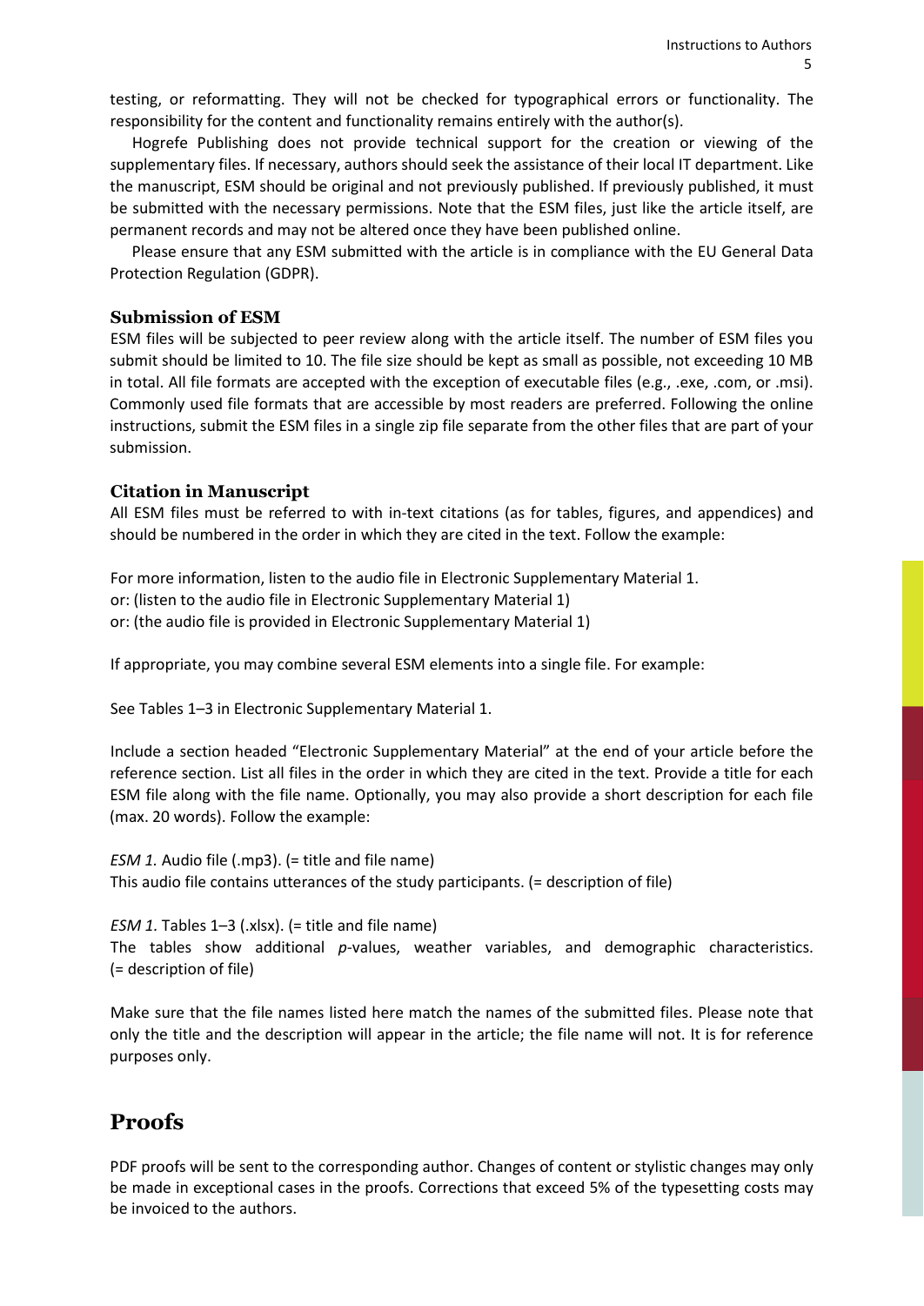testing, or reformatting. They will not be checked for typographical errors or functionality. The responsibility for the content and functionality remains entirely with the author(s).

Hogrefe Publishing does not provide technical support for the creation or viewing of the supplementary files. If necessary, authors should seek the assistance of their local IT department. Like the manuscript, ESM should be original and not previously published. If previously published, it must be submitted with the necessary permissions. Note that the ESM files, just like the article itself, are permanent records and may not be altered once they have been published online.

Please ensure that any ESM submitted with the article is in compliance with the EU General Data Protection Regulation (GDPR).

### Submission of ESM

ESM files will be subjected to peer review along with the article itself. The number of ESM files you submit should be limited to 10. The file size should be kept as small as possible, not exceeding 10 MB in total. All file formats are accepted with the exception of executable files (e.g., .exe, .com, or .msi). Commonly used file formats that are accessible by most readers are preferred. Following the online instructions, submit the ESM files in a single zip file separate from the other files that are part of your submission.

### Citation in Manuscript

All ESM files must be referred to with in-text citations (as for tables, figures, and appendices) and should be numbered in the order in which they are cited in the text. Follow the example:

For more information, listen to the audio file in Electronic Supplementary Material 1.
or: (listen to the audio file in Electronic Supplementary Material 1)
or: (the audio file is provided in Electronic Supplementary Material 1)

If appropriate, you may combine several ESM elements into a single file. For example:

See Tables 1–3 in Electronic Supplementary Material 1.

Include a section headed "Electronic Supplementary Material" at the end of your article before the reference section. List all files in the order in which they are cited in the text. Provide a title for each ESM file along with the file name. Optionally, you may also provide a short description for each file (max. 20 words). Follow the example:

*ESM 1.* Audio file (.mp3). (= title and file name)
This audio file contains utterances of the study participants. (= description of file)

*ESM 1*. Tables 1–3 (.xlsx). (= title and file name)
The tables show additional *p*-values, weather variables, and demographic characteristics. (= description of file)

Make sure that the file names listed here match the names of the submitted files. Please note that only the title and the description will appear in the article; the file name will not. It is for reference purposes only.

## Proofs

PDF proofs will be sent to the corresponding author. Changes of content or stylistic changes may only be made in exceptional cases in the proofs. Corrections that exceed 5% of the typesetting costs may be invoiced to the authors.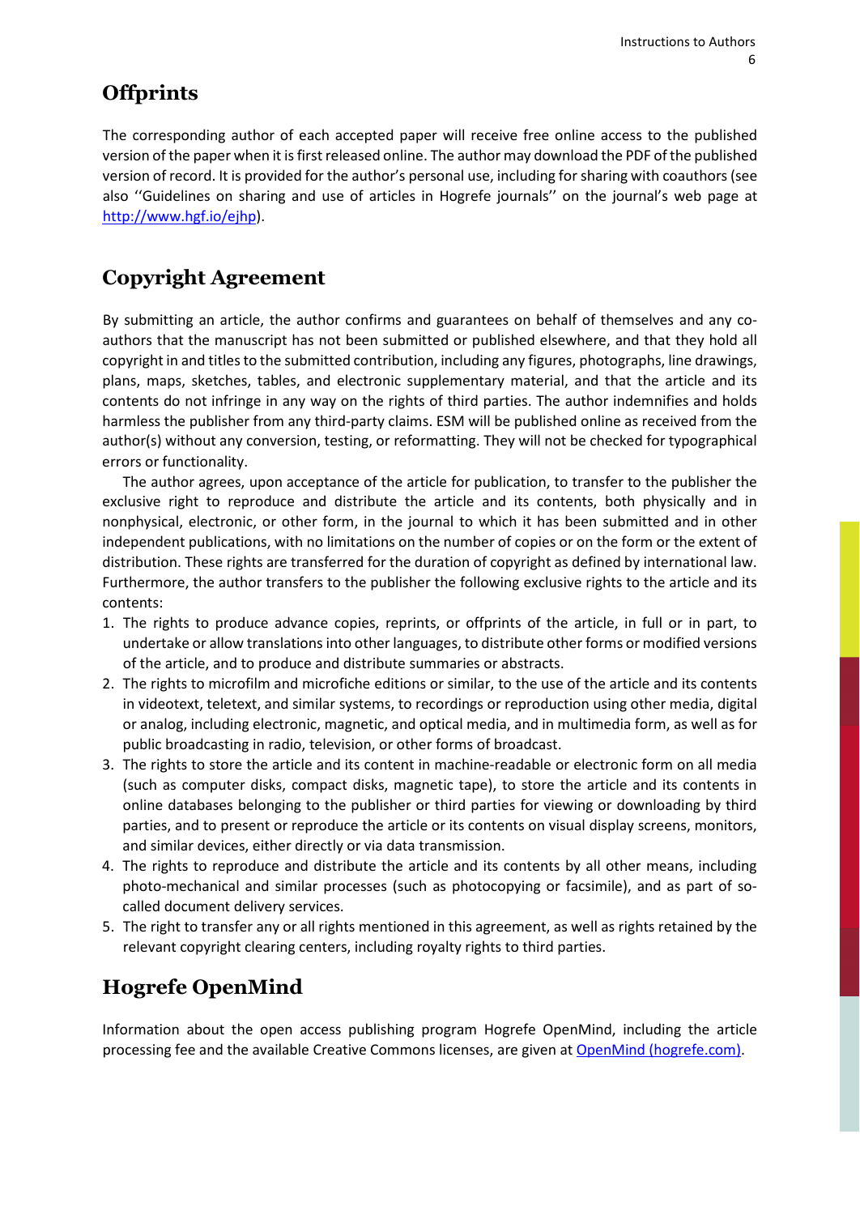## Offprints

The corresponding author of each accepted paper will receive free online access to the published version of the paper when it is first released online. The author may download the PDF of the published version of record. It is provided for the author's personal use, including for sharing with coauthors (see also ''Guidelines on sharing and use of articles in Hogrefe journals'' on the journal's web page at [http://www.hgf.io/ejhp](http://www.hgf.io/ejhp)).

## Copyright Agreement

By submitting an article, the author confirms and guarantees on behalf of themselves and any co-authors that the manuscript has not been submitted or published elsewhere, and that they hold all copyright in and titles to the submitted contribution, including any figures, photographs, line drawings, plans, maps, sketches, tables, and electronic supplementary material, and that the article and its contents do not infringe in any way on the rights of third parties. The author indemnifies and holds harmless the publisher from any third-party claims. ESM will be published online as received from the author(s) without any conversion, testing, or reformatting. They will not be checked for typographical errors or functionality.

The author agrees, upon acceptance of the article for publication, to transfer to the publisher the exclusive right to reproduce and distribute the article and its contents, both physically and in nonphysical, electronic, or other form, in the journal to which it has been submitted and in other independent publications, with no limitations on the number of copies or on the form or the extent of distribution. These rights are transferred for the duration of copyright as defined by international law. Furthermore, the author transfers to the publisher the following exclusive rights to the article and its contents:

1. The rights to produce advance copies, reprints, or offprints of the article, in full or in part, to undertake or allow translations into other languages, to distribute other forms or modified versions of the article, and to produce and distribute summaries or abstracts.
2. The rights to microfilm and microfiche editions or similar, to the use of the article and its contents in videotext, teletext, and similar systems, to recordings or reproduction using other media, digital or analog, including electronic, magnetic, and optical media, and in multimedia form, as well as for public broadcasting in radio, television, or other forms of broadcast.
3. The rights to store the article and its content in machine-readable or electronic form on all media (such as computer disks, compact disks, magnetic tape), to store the article and its contents in online databases belonging to the publisher or third parties for viewing or downloading by third parties, and to present or reproduce the article or its contents on visual display screens, monitors, and similar devices, either directly or via data transmission.
4. The rights to reproduce and distribute the article and its contents by all other means, including photo-mechanical and similar processes (such as photocopying or facsimile), and as part of so-called document delivery services.
5. The right to transfer any or all rights mentioned in this agreement, as well as rights retained by the relevant copyright clearing centers, including royalty rights to third parties.

## Hogrefe OpenMind

Information about the open access publishing program Hogrefe OpenMind, including the article processing fee and the available Creative Commons licenses, are given at [OpenMind (hogrefe.com)](OpenMind (hogrefe.com)).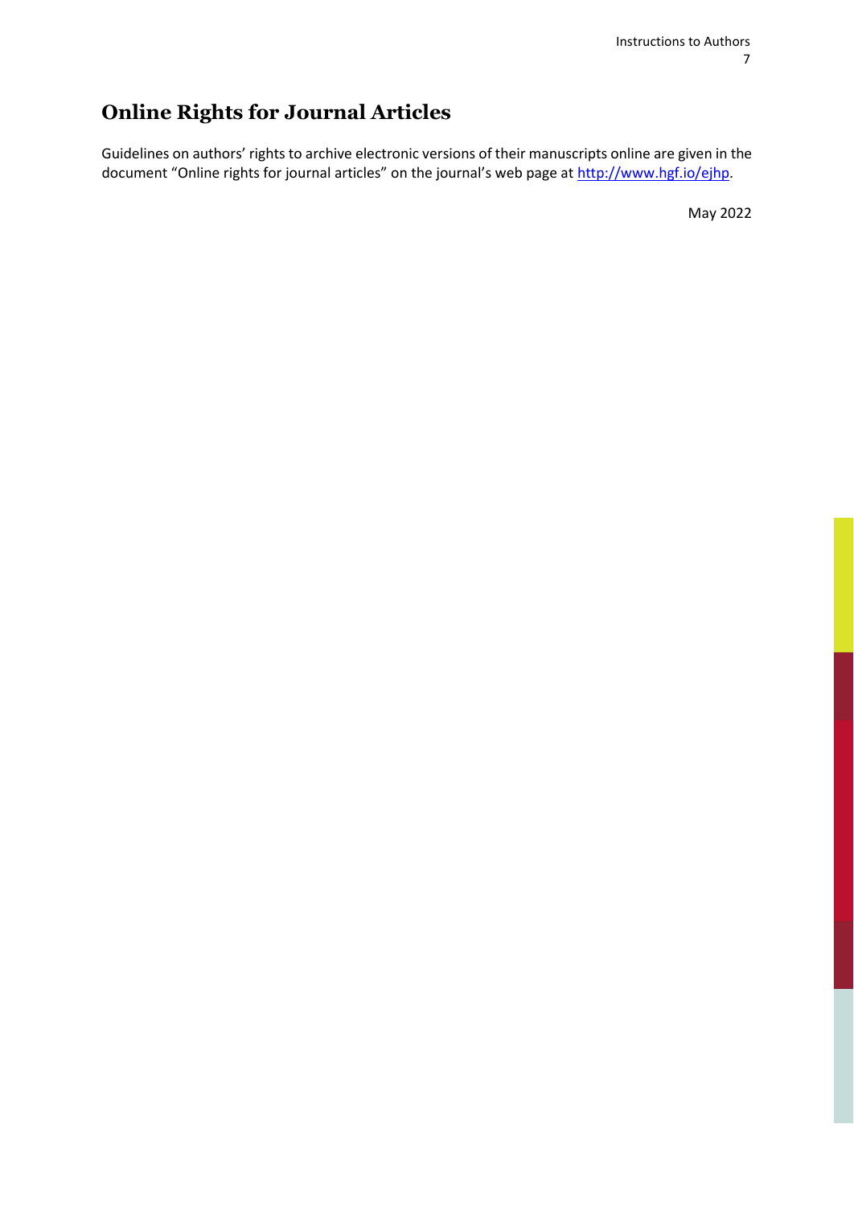## Online Rights for Journal Articles

Guidelines on authors' rights to archive electronic versions of their manuscripts online are given in the document "Online rights for journal articles" on the journal's web page at http://www.hgf.io/ejhp.

May 2022